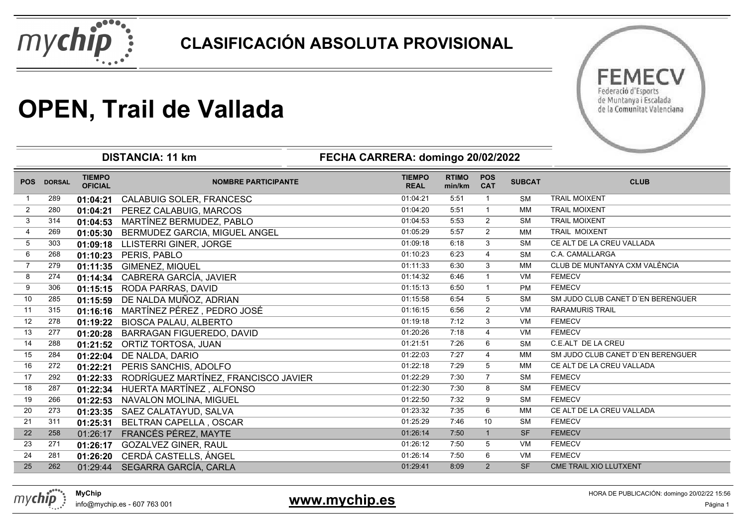# CLASIFICACIÓN ABSOLUTA PROVISIONAL

# OPEN, Trail de Vallada

FEMECV
Federació d'Esports de Muntanya i Escalada de la Comunitat Valenciana

**DISTANCIA: 11 km** **FECHA CARRERA: domingo 20/02/2022**

| POS | DORSAL | TIEMPO OFICIAL | NOMBRE PARTICIPANTE | TIEMPO REAL | RTIMO min/km | POS CAT | SUBCAT | CLUB |
|---|---|---|---|---|---|---|---|---|
| 1 | 289 | **01:04:21** | CALABUIG SOLER, FRANCESC | 01:04:21 | 5:51 | 1 | SM | TRAIL MOIXENT |
| 2 | 280 | **01:04:21** | PEREZ CALABUIG, MARCOS | 01:04:20 | 5:51 | 1 | MM | TRAIL MOIXENT |
| 3 | 314 | **01:04:53** | MARTÍNEZ BERMUDEZ, PABLO | 01:04:53 | 5:53 | 2 | SM | TRAIL MOIXENT |
| 4 | 269 | **01:05:30** | BERMUDEZ GARCIA, MIGUEL ANGEL | 01:05:29 | 5:57 | 2 | MM | TRAIL MOIXENT |
| 5 | 303 | **01:09:18** | LLISTERRI GINER, JORGE | 01:09:18 | 6:18 | 3 | SM | CE ALT DE LA CREU VALLADA |
| 6 | 268 | **01:10:23** | PERIS, PABLO | 01:10:23 | 6:23 | 4 | SM | C.A. CAMALLARGA |
| 7 | 279 | **01:11:35** | GIMENEZ, MIQUEL | 01:11:33 | 6:30 | 3 | MM | CLUB DE MUNTANYA CXM VALÈNCIA |
| 8 | 274 | **01:14:34** | CABRERA GARCÍA, JAVIER | 01:14:32 | 6:46 | 1 | VM | FEMECV |
| 9 | 306 | **01:15:15** | RODA PARRAS, DAVID | 01:15:13 | 6:50 | 1 | PM | FEMECV |
| 10 | 285 | **01:15:59** | DE NALDA MUÑOZ, ADRIAN | 01:15:58 | 6:54 | 5 | SM | SM JUDO CLUB CANET D´EN BERENGUER |
| 11 | 315 | **01:16:16** | MARTÍNEZ PÉREZ , PEDRO JOSÉ | 01:16:15 | 6:56 | 2 | VM | RARAMURIS TRAIL |
| 12 | 278 | **01:19:22** | BIOSCA PALAU, ALBERTO | 01:19:18 | 7:12 | 3 | VM | FEMECV |
| 13 | 277 | **01:20:28** | BARRAGAN FIGUEREDO, DAVID | 01:20:26 | 7:18 | 4 | VM | FEMECV |
| 14 | 288 | **01:21:52** | ORTIZ TORTOSA, JUAN | 01:21:51 | 7:26 | 6 | SM | C.E.ALT DE LA CREU |
| 15 | 284 | **01:22:04** | DE NALDA, DARIO | 01:22:03 | 7:27 | 4 | MM | SM JUDO CLUB CANET D´EN BERENGUER |
| 16 | 272 | **01:22:21** | PERIS SANCHIS, ADOLFO | 01:22:18 | 7:29 | 5 | MM | CE ALT DE LA CREU VALLADA |
| 17 | 292 | **01:22:33** | RODRÍGUEZ MARTÍNEZ, FRANCISCO JAVIER | 01:22:29 | 7:30 | 7 | SM | FEMECV |
| 18 | 287 | **01:22:34** | HUERTA MARTÍNEZ , ALFONSO | 01:22:30 | 7:30 | 8 | SM | FEMECV |
| 19 | 266 | **01:22:53** | NAVALON MOLINA, MIGUEL | 01:22:50 | 7:32 | 9 | SM | FEMECV |
| 20 | 273 | **01:23:35** | SAEZ CALATAYUD, SALVA | 01:23:32 | 7:35 | 6 | MM | CE ALT DE LA CREU VALLADA |
| 21 | 311 | **01:25:31** | BELTRAN CAPELLA , OSCAR | 01:25:29 | 7:46 | 10 | SM | FEMECV |
| 22 | 258 | 01:26:17 | FRANCÉS PÉREZ, MAYTE | 01:26:14 | 7:50 | 1 | SF | FEMECV |
| 23 | 271 | **01:26:17** | GOZALVEZ GINER, RAUL | 01:26:12 | 7:50 | 5 | VM | FEMECV |
| 24 | 281 | **01:26:20** | CERDÁ CASTELLS, ÁNGEL | 01:26:14 | 7:50 | 6 | VM | FEMECV |
| 25 | 262 | 01:29:44 | SEGARRA GARCÍA, CARLA | 01:29:41 | 8:09 | 2 | SF | CME TRAIL XIO LLUTXENT |

MyChip
info@mychip.es - 607 763 001

**www.mychip.es**

HORA DE PUBLICACIÓN: domingo 20/02/22 15:56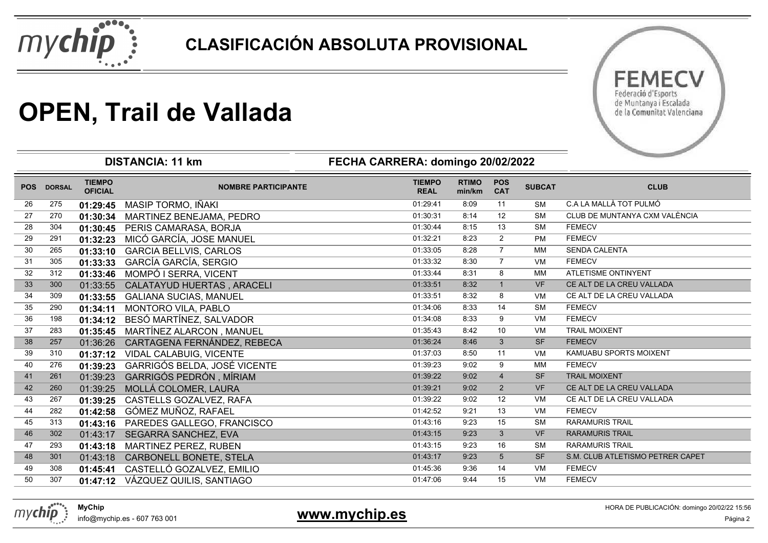# CLASIFICACIÓN ABSOLUTA PROVISIONAL

# OPEN, Trail de Vallada

FEMECV Federació d'Esports de Muntanya i Escalada de la Comunitat Valenciana

**DISTANCIA: 11 km** | **FECHA CARRERA: domingo 20/02/2022**

| POS | DORSAL | TIEMPO OFICIAL | NOMBRE PARTICIPANTE | TIEMPO REAL | RTIMO min/km | POS CAT | SUBCAT | CLUB |
|---|---|---|---|---|---|---|---|---|
| 26 | 275 | **01:29:45** | MASIP TORMO, IÑAKI | 01:29:41 | 8:09 | 11 | SM | C.A LA MALLÀ TOT PULMÓ |
| 27 | 270 | **01:30:34** | MARTINEZ BENEJAMA, PEDRO | 01:30:31 | 8:14 | 12 | SM | CLUB DE MUNTANYA CXM VALÈNCIA |
| 28 | 304 | **01:30:45** | PERIS CAMARASA, BORJA | 01:30:44 | 8:15 | 13 | SM | FEMECV |
| 29 | 291 | **01:32:23** | MICÓ GARCÍA, JOSE MANUEL | 01:32:21 | 8:23 | 2 | PM | FEMECV |
| 30 | 265 | **01:33:10** | GARCIA BELLVIS, CARLOS | 01:33:05 | 8:28 | 7 | MM | SENDA CALENTA |
| 31 | 305 | **01:33:33** | GARCÍA GARCÍA, SERGIO | 01:33:32 | 8:30 | 7 | VM | FEMECV |
| 32 | 312 | **01:33:46** | MOMPÓ I SERRA, VICENT | 01:33:44 | 8:31 | 8 | MM | ATLETISME ONTINYENT |
| 33 | 300 | 01:33:55 | CALATAYUD HUERTAS , ARACELI | 01:33:51 | 8:32 | 1 | VF | CE ALT DE LA CREU VALLADA |
| 34 | 309 | **01:33:55** | GALIANA SUCIAS, MANUEL | 01:33:51 | 8:32 | 8 | VM | CE ALT DE LA CREU VALLADA |
| 35 | 290 | **01:34:11** | MONTORO VILA, PABLO | 01:34:06 | 8:33 | 14 | SM | FEMECV |
| 36 | 198 | **01:34:12** | BESÓ MARTÍNEZ, SALVADOR | 01:34:08 | 8:33 | 9 | VM | FEMECV |
| 37 | 283 | **01:35:45** | MARTÍNEZ ALARCON , MANUEL | 01:35:43 | 8:42 | 10 | VM | TRAIL MOIXENT |
| 38 | 257 | 01:36:26 | CARTAGENA FERNÁNDEZ, REBECA | 01:36:24 | 8:46 | 3 | SF | FEMECV |
| 39 | 310 | **01:37:12** | VIDAL CALABUIG, VICENTE | 01:37:03 | 8:50 | 11 | VM | KAMUABU SPORTS MOIXENT |
| 40 | 276 | **01:39:23** | GARRIGÓS BELDA, JOSÉ VICENTE | 01:39:23 | 9:02 | 9 | MM | FEMECV |
| 41 | 261 | 01:39:23 | GARRIGÓS PEDRÓN , MÍRIAM | 01:39:22 | 9:02 | 4 | SF | TRAIL MOIXENT |
| 42 | 260 | 01:39:25 | MOLLÁ COLOMER, LAURA | 01:39:21 | 9:02 | 2 | VF | CE ALT DE LA CREU VALLADA |
| 43 | 267 | **01:39:25** | CASTELLS GOZALVEZ, RAFA | 01:39:22 | 9:02 | 12 | VM | CE ALT DE LA CREU VALLADA |
| 44 | 282 | **01:42:58** | GÓMEZ MUÑOZ, RAFAEL | 01:42:52 | 9:21 | 13 | VM | FEMECV |
| 45 | 313 | **01:43:16** | PAREDES GALLEGO, FRANCISCO | 01:43:16 | 9:23 | 15 | SM | RARAMURIS TRAIL |
| 46 | 302 | 01:43:17 | SEGARRA SANCHEZ, EVA | 01:43:15 | 9:23 | 3 | VF | RARAMURIS TRAIL |
| 47 | 293 | **01:43:18** | MARTINEZ PEREZ, RUBEN | 01:43:15 | 9:23 | 16 | SM | RARAMURIS TRAIL |
| 48 | 301 | 01:43:18 | CARBONELL BONETE, STELA | 01:43:17 | 9:23 | 5 | SF | S.M. CLUB ATLETISMO PETRER CAPET |
| 49 | 308 | **01:45:41** | CASTELLÓ GOZALVEZ, EMILIO | 01:45:36 | 9:36 | 14 | VM | FEMECV |
| 50 | 307 | **01:47:12** | VÁZQUEZ QUILIS, SANTIAGO | 01:47:06 | 9:44 | 15 | VM | FEMECV |

**MyChip**
info@mychip.es - 607 763 001

**www.mychip.es**

HORA DE PUBLICACIÓN: domingo 20/02/22 15:56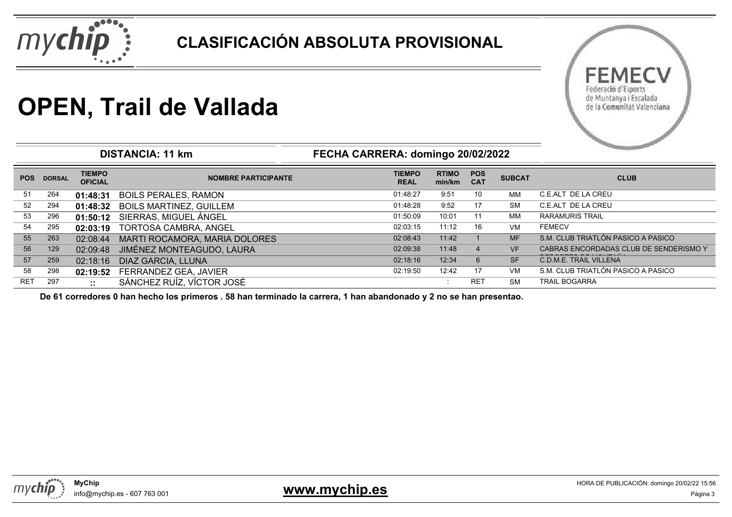# CLASIFICACIÓN ABSOLUTA PROVISIONAL

# OPEN, Trail de Vallada

**DISTANCIA: 11 km** | **FECHA CARRERA: domingo 20/02/2022**

| POS | DORSAL | TIEMPO OFICIAL | NOMBRE PARTICIPANTE | TIEMPO REAL | RTIMO min/km | POS CAT | SUBCAT | CLUB |
|---|---|---|---|---|---|---|---|---|
| 51 | 264 | **01:48:31** | BOILS PERALES, RAMON | 01:48:27 | 9:51 | 10 | MM | C.E.ALT DE LA CREU |
| 52 | 294 | **01:48:32** | BOILS MARTINEZ, GUILLEM | 01:48:28 | 9:52 | 17 | SM | C.E.ALT DE LA CREU |
| 53 | 296 | **01:50:12** | SIERRAS, MIGUEL ÁNGEL | 01:50:09 | 10:01 | 11 | MM | RARAMURIS TRAIL |
| 54 | 295 | **02:03:19** | TORTOSA CAMBRA, ANGEL | 02:03:15 | 11:12 | 16 | VM | FEMECV |
| 55 | 263 | 02:08:44 | MARTI ROCAMORA, MARIA DOLORES | 02:08:43 | 11:42 | 1 | MF | S.M. CLUB TRIATLÓN PASICO A PASICO |
| 56 | 129 | 02:09:48 | JIMÉNEZ MONTEAGUDO, LAURA | 02:09:38 | 11:48 | 4 | VF | CABRAS ENCORDADAS CLUB DE SENDERISMO Y DEPORTES DE MONTAÑA |
| 57 | 259 | 02:18:16 | DIAZ GARCIA, LLUNA | 02:18:16 | 12:34 | 6 | SF | C.D.M.E. TRAIL VILLENA |
| 58 | 298 | **02:19:52** | FERRANDEZ GEA, JAVIER | 02:19:50 | 12:42 | 17 | VM | S.M. CLUB TRIATLÓN PASICO A PASICO |
| RET | 297 | **::** | SÁNCHEZ RUÍZ, VÍCTOR JOSÉ | | : | RET | SM | TRAIL BOGARRA |

**De 61 corredores 0 han hecho los primeros . 58 han terminado la carrera, 1 han abandonado y 2 no se han presentao.**

**MyChip**
info@mychip.es - 607 763 001

**www.mychip.es**

HORA DE PUBLICACIÓN: domingo 20/02/22 15:56